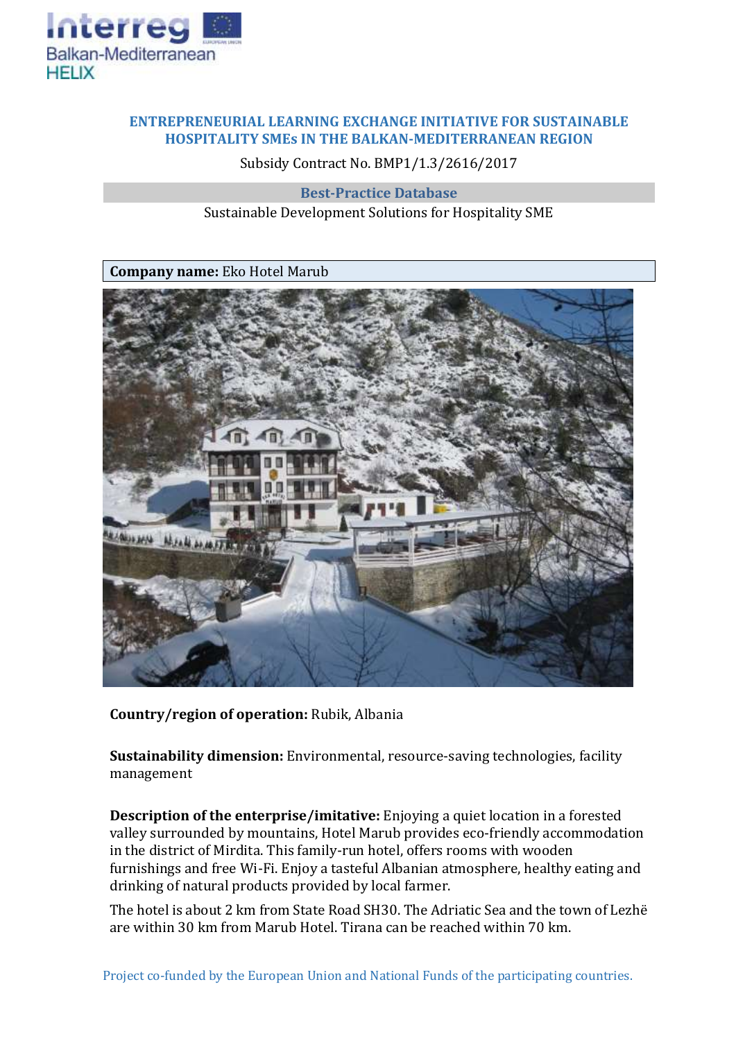# ENTREPRENEURIAL LEARNING EXCHANGE INITIATIVE FOR SUSTAINABLE HOSPITALITY SMEs IN THE BALKAN-MEDITERRANEAN REGION

Subsidy Contract No. BMP1/1.3/2616/2017

## Best-Practice Database

Sustainable Development Solutions for Hospitality SME

**Company name:** Eko Hotel Marub

**Country/region of operation:** Rubik, Albania

**Sustainability dimension:** Environmental, resource-saving technologies, facility management

**Description of the enterprise/imitative:** Enjoying a quiet location in a forested valley surrounded by mountains, Hotel Marub provides eco-friendly accommodation in the district of Mirdita. This family-run hotel, offers rooms with wooden furnishings and free Wi-Fi. Enjoy a tasteful Albanian atmosphere, healthy eating and drinking of natural products provided by local farmer.

The hotel is about 2 km from State Road SH30. The Adriatic Sea and the town of Lezhë are within 30 km from Marub Hotel. Tirana can be reached within 70 km.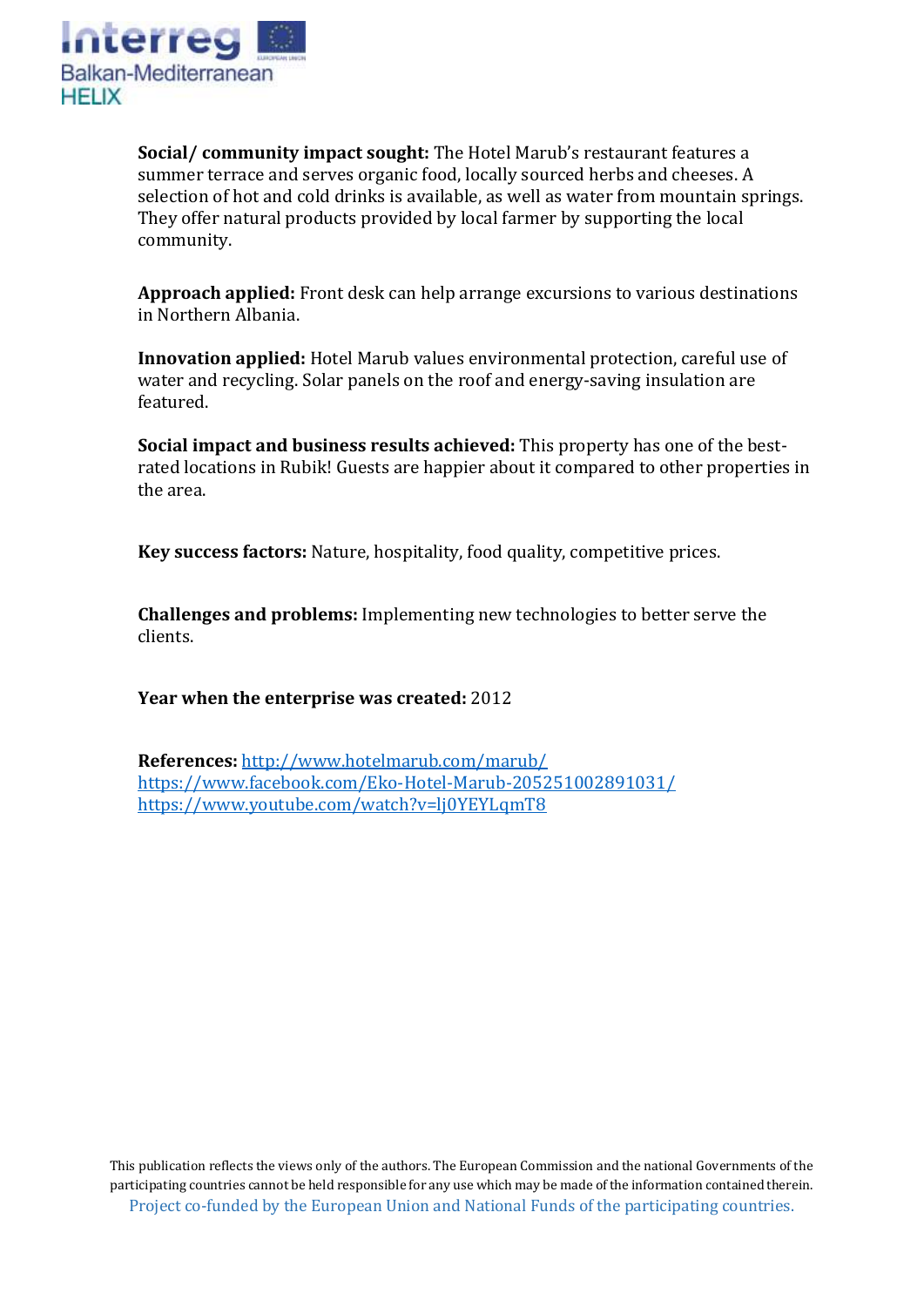**Social/ community impact sought:** The Hotel Marub's restaurant features a summer terrace and serves organic food, locally sourced herbs and cheeses. A selection of hot and cold drinks is available, as well as water from mountain springs. They offer natural products provided by local farmer by supporting the local community.

**Approach applied:** Front desk can help arrange excursions to various destinations in Northern Albania.

**Innovation applied:** Hotel Marub values environmental protection, careful use of water and recycling. Solar panels on the roof and energy-saving insulation are featured.

**Social impact and business results achieved:** This property has one of the best-rated locations in Rubik! Guests are happier about it compared to other properties in the area.

**Key success factors:** Nature, hospitality, food quality, competitive prices.

**Challenges and problems:** Implementing new technologies to better serve the clients.

**Year when the enterprise was created:** 2012

**References:** http://www.hotelmarub.com/marub/
https://www.facebook.com/Eko-Hotel-Marub-205251002891031/
https://www.youtube.com/watch?v=lj0YEYLqmT8

This publication reflects the views only of the authors. The European Commission and the national Governments of the participating countries cannot be held responsible for any use which may be made of the information contained therein.
Project co-funded by the European Union and National Funds of the participating countries.